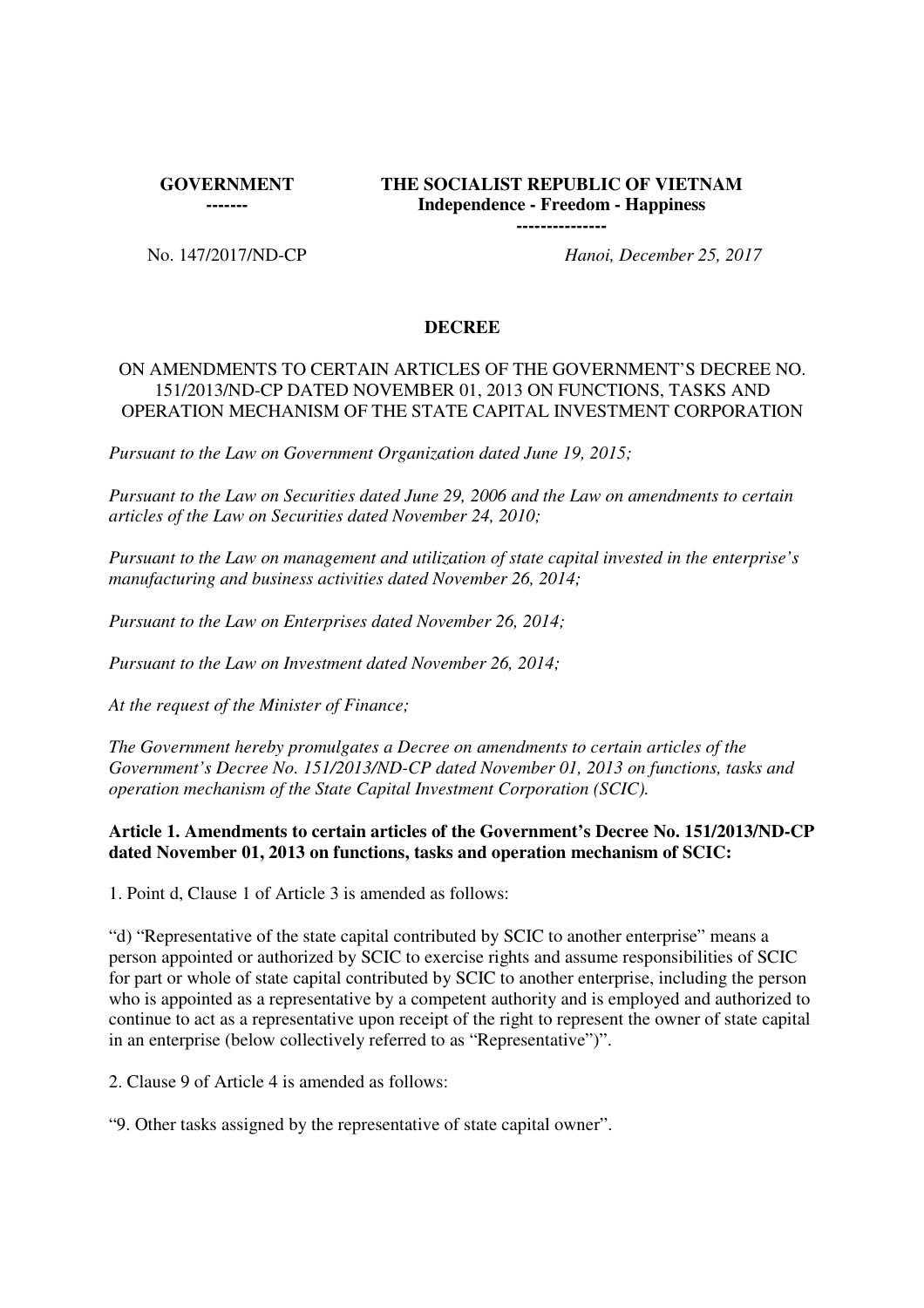**GOVERNMENT**
**-------**

**THE SOCIALIST REPUBLIC OF VIETNAM**
**Independence - Freedom - Happiness**
**---------------**

No. 147/2017/ND-CP

*Hanoi, December 25, 2017*

## DECREE

ON AMENDMENTS TO CERTAIN ARTICLES OF THE GOVERNMENT'S DECREE NO. 151/2013/ND-CP DATED NOVEMBER 01, 2013 ON FUNCTIONS, TASKS AND OPERATION MECHANISM OF THE STATE CAPITAL INVESTMENT CORPORATION

*Pursuant to the Law on Government Organization dated June 19, 2015;*

*Pursuant to the Law on Securities dated June 29, 2006 and the Law on amendments to certain articles of the Law on Securities dated November 24, 2010;*

*Pursuant to the Law on management and utilization of state capital invested in the enterprise's manufacturing and business activities dated November 26, 2014;*

*Pursuant to the Law on Enterprises dated November 26, 2014;*

*Pursuant to the Law on Investment dated November 26, 2014;*

*At the request of the Minister of Finance;*

*The Government hereby promulgates a Decree on amendments to certain articles of the Government's Decree No. 151/2013/ND-CP dated November 01, 2013 on functions, tasks and operation mechanism of the State Capital Investment Corporation (SCIC).*

**Article 1. Amendments to certain articles of the Government's Decree No. 151/2013/ND-CP dated November 01, 2013 on functions, tasks and operation mechanism of SCIC:**

1. Point d, Clause 1 of Article 3 is amended as follows:

"d) "Representative of the state capital contributed by SCIC to another enterprise" means a person appointed or authorized by SCIC to exercise rights and assume responsibilities of SCIC for part or whole of state capital contributed by SCIC to another enterprise, including the person who is appointed as a representative by a competent authority and is employed and authorized to continue to act as a representative upon receipt of the right to represent the owner of state capital in an enterprise (below collectively referred to as "Representative")".

2. Clause 9 of Article 4 is amended as follows:

"9. Other tasks assigned by the representative of state capital owner".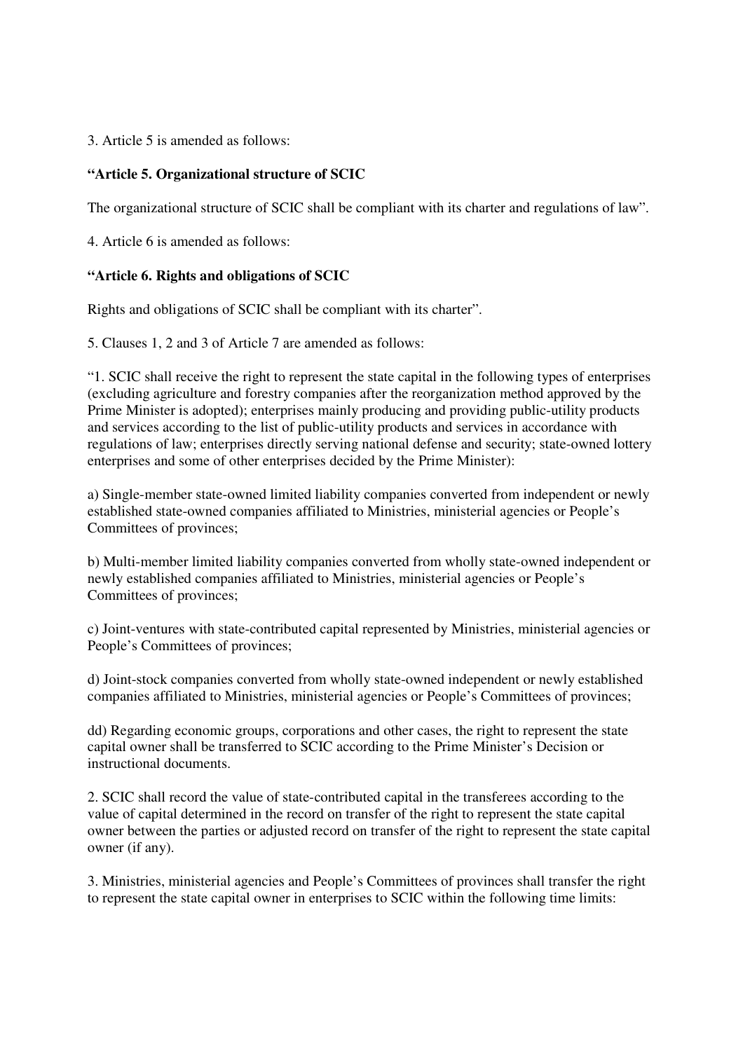3. Article 5 is amended as follows:

**"Article 5. Organizational structure of SCIC**

The organizational structure of SCIC shall be compliant with its charter and regulations of law".

4. Article 6 is amended as follows:

**"Article 6. Rights and obligations of SCIC**

Rights and obligations of SCIC shall be compliant with its charter".

5. Clauses 1, 2 and 3 of Article 7 are amended as follows:

"1. SCIC shall receive the right to represent the state capital in the following types of enterprises (excluding agriculture and forestry companies after the reorganization method approved by the Prime Minister is adopted); enterprises mainly producing and providing public-utility products and services according to the list of public-utility products and services in accordance with regulations of law; enterprises directly serving national defense and security; state-owned lottery enterprises and some of other enterprises decided by the Prime Minister):

a) Single-member state-owned limited liability companies converted from independent or newly established state-owned companies affiliated to Ministries, ministerial agencies or People's Committees of provinces;

b) Multi-member limited liability companies converted from wholly state-owned independent or newly established companies affiliated to Ministries, ministerial agencies or People's Committees of provinces;

c) Joint-ventures with state-contributed capital represented by Ministries, ministerial agencies or People's Committees of provinces;

d) Joint-stock companies converted from wholly state-owned independent or newly established companies affiliated to Ministries, ministerial agencies or People's Committees of provinces;

dd) Regarding economic groups, corporations and other cases, the right to represent the state capital owner shall be transferred to SCIC according to the Prime Minister's Decision or instructional documents.

2. SCIC shall record the value of state-contributed capital in the transferees according to the value of capital determined in the record on transfer of the right to represent the state capital owner between the parties or adjusted record on transfer of the right to represent the state capital owner (if any).

3. Ministries, ministerial agencies and People's Committees of provinces shall transfer the right to represent the state capital owner in enterprises to SCIC within the following time limits: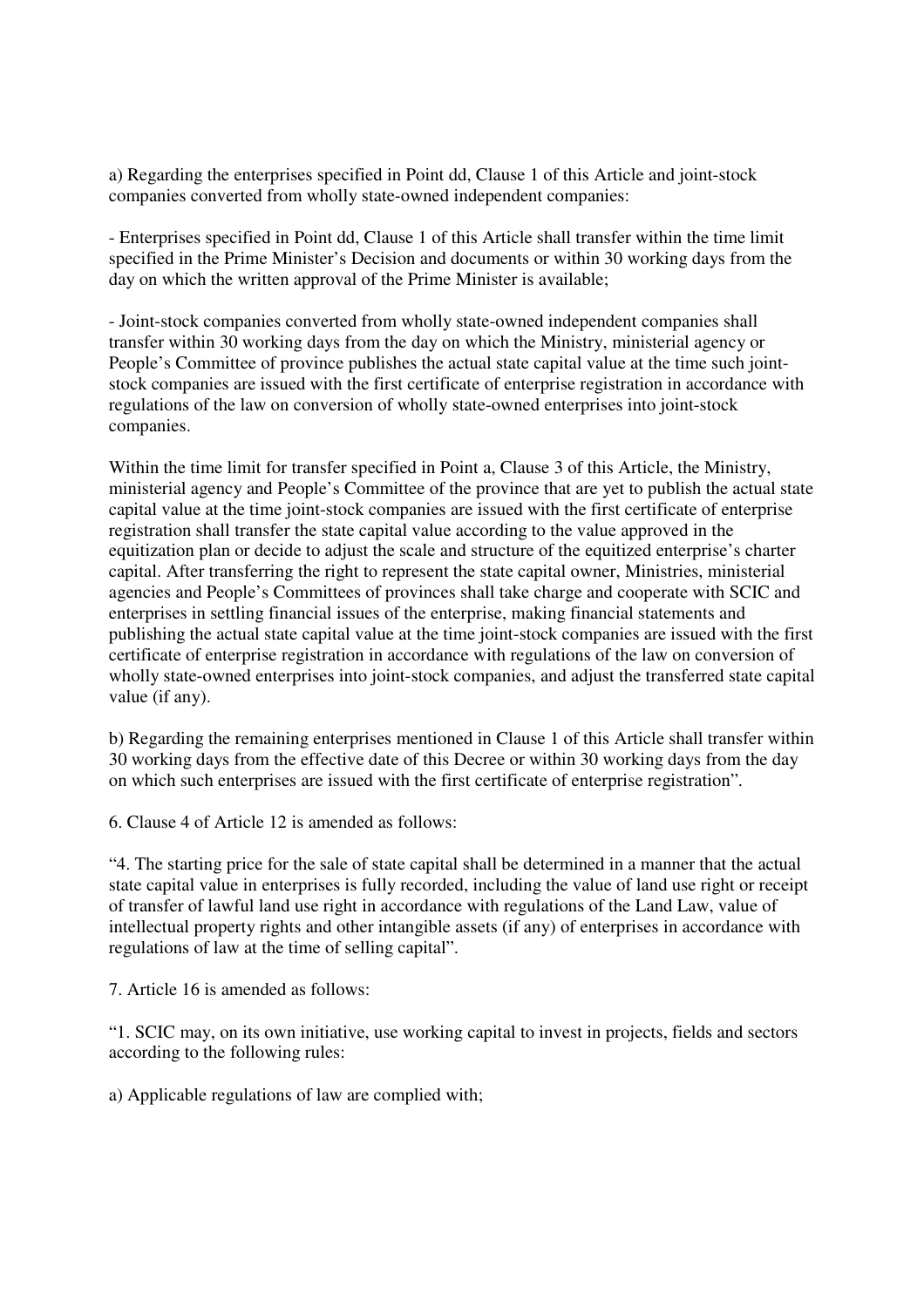a) Regarding the enterprises specified in Point dd, Clause 1 of this Article and joint-stock companies converted from wholly state-owned independent companies:

- Enterprises specified in Point dd, Clause 1 of this Article shall transfer within the time limit specified in the Prime Minister's Decision and documents or within 30 working days from the day on which the written approval of the Prime Minister is available;

- Joint-stock companies converted from wholly state-owned independent companies shall transfer within 30 working days from the day on which the Ministry, ministerial agency or People's Committee of province publishes the actual state capital value at the time such joint-stock companies are issued with the first certificate of enterprise registration in accordance with regulations of the law on conversion of wholly state-owned enterprises into joint-stock companies.

Within the time limit for transfer specified in Point a, Clause 3 of this Article, the Ministry, ministerial agency and People's Committee of the province that are yet to publish the actual state capital value at the time joint-stock companies are issued with the first certificate of enterprise registration shall transfer the state capital value according to the value approved in the equitization plan or decide to adjust the scale and structure of the equitized enterprise's charter capital. After transferring the right to represent the state capital owner, Ministries, ministerial agencies and People's Committees of provinces shall take charge and cooperate with SCIC and enterprises in settling financial issues of the enterprise, making financial statements and publishing the actual state capital value at the time joint-stock companies are issued with the first certificate of enterprise registration in accordance with regulations of the law on conversion of wholly state-owned enterprises into joint-stock companies, and adjust the transferred state capital value (if any).

b) Regarding the remaining enterprises mentioned in Clause 1 of this Article shall transfer within 30 working days from the effective date of this Decree or within 30 working days from the day on which such enterprises are issued with the first certificate of enterprise registration".

6. Clause 4 of Article 12 is amended as follows:

"4. The starting price for the sale of state capital shall be determined in a manner that the actual state capital value in enterprises is fully recorded, including the value of land use right or receipt of transfer of lawful land use right in accordance with regulations of the Land Law, value of intellectual property rights and other intangible assets (if any) of enterprises in accordance with regulations of law at the time of selling capital".

7. Article 16 is amended as follows:

"1. SCIC may, on its own initiative, use working capital to invest in projects, fields and sectors according to the following rules:

a) Applicable regulations of law are complied with;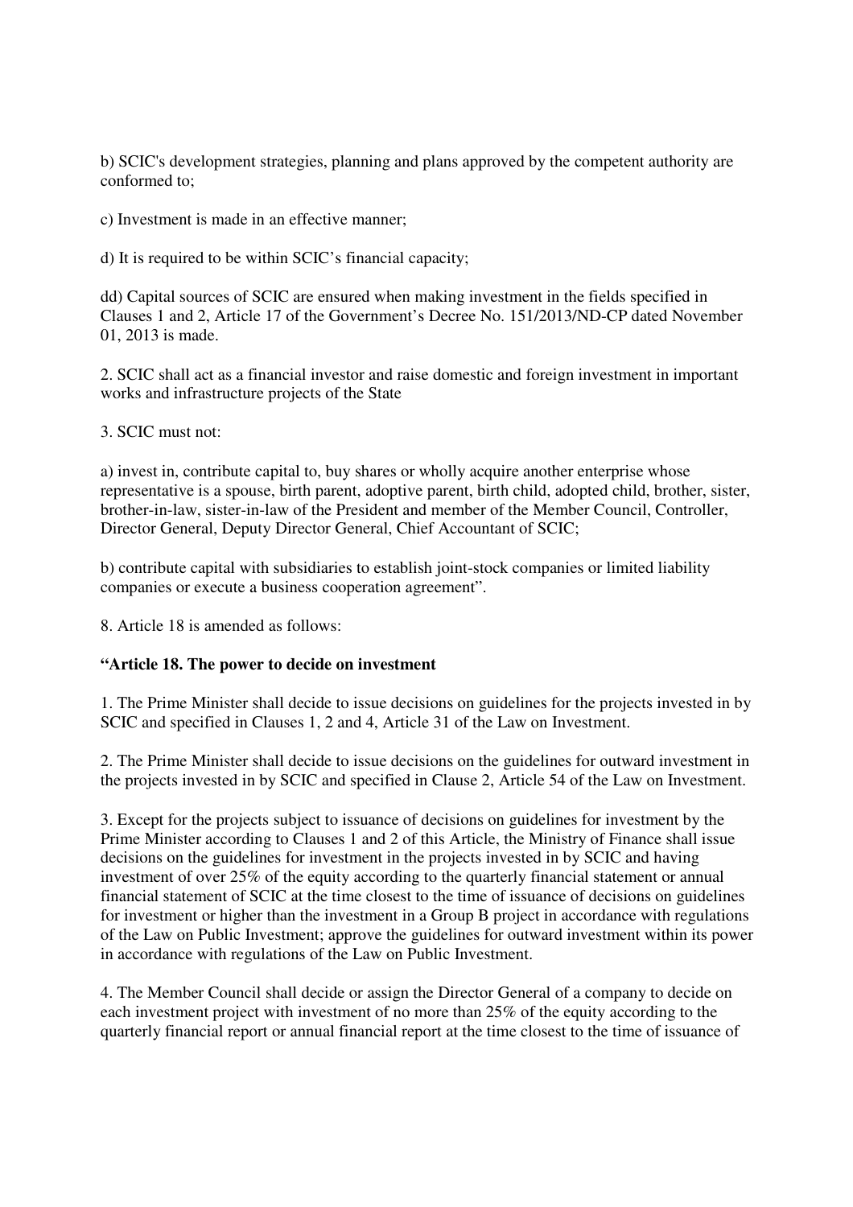b) SCIC's development strategies, planning and plans approved by the competent authority are conformed to;

c) Investment is made in an effective manner;

d) It is required to be within SCIC's financial capacity;

dd) Capital sources of SCIC are ensured when making investment in the fields specified in Clauses 1 and 2, Article 17 of the Government's Decree No. 151/2013/ND-CP dated November 01, 2013 is made.

2. SCIC shall act as a financial investor and raise domestic and foreign investment in important works and infrastructure projects of the State

3. SCIC must not:

a) invest in, contribute capital to, buy shares or wholly acquire another enterprise whose representative is a spouse, birth parent, adoptive parent, birth child, adopted child, brother, sister, brother-in-law, sister-in-law of the President and member of the Member Council, Controller, Director General, Deputy Director General, Chief Accountant of SCIC;

b) contribute capital with subsidiaries to establish joint-stock companies or limited liability companies or execute a business cooperation agreement".

8. Article 18 is amended as follows:

**"Article 18. The power to decide on investment**

1. The Prime Minister shall decide to issue decisions on guidelines for the projects invested in by SCIC and specified in Clauses 1, 2 and 4, Article 31 of the Law on Investment.

2. The Prime Minister shall decide to issue decisions on the guidelines for outward investment in the projects invested in by SCIC and specified in Clause 2, Article 54 of the Law on Investment.

3. Except for the projects subject to issuance of decisions on guidelines for investment by the Prime Minister according to Clauses 1 and 2 of this Article, the Ministry of Finance shall issue decisions on the guidelines for investment in the projects invested in by SCIC and having investment of over 25% of the equity according to the quarterly financial statement or annual financial statement of SCIC at the time closest to the time of issuance of decisions on guidelines for investment or higher than the investment in a Group B project in accordance with regulations of the Law on Public Investment; approve the guidelines for outward investment within its power in accordance with regulations of the Law on Public Investment.

4. The Member Council shall decide or assign the Director General of a company to decide on each investment project with investment of no more than 25% of the equity according to the quarterly financial report or annual financial report at the time closest to the time of issuance of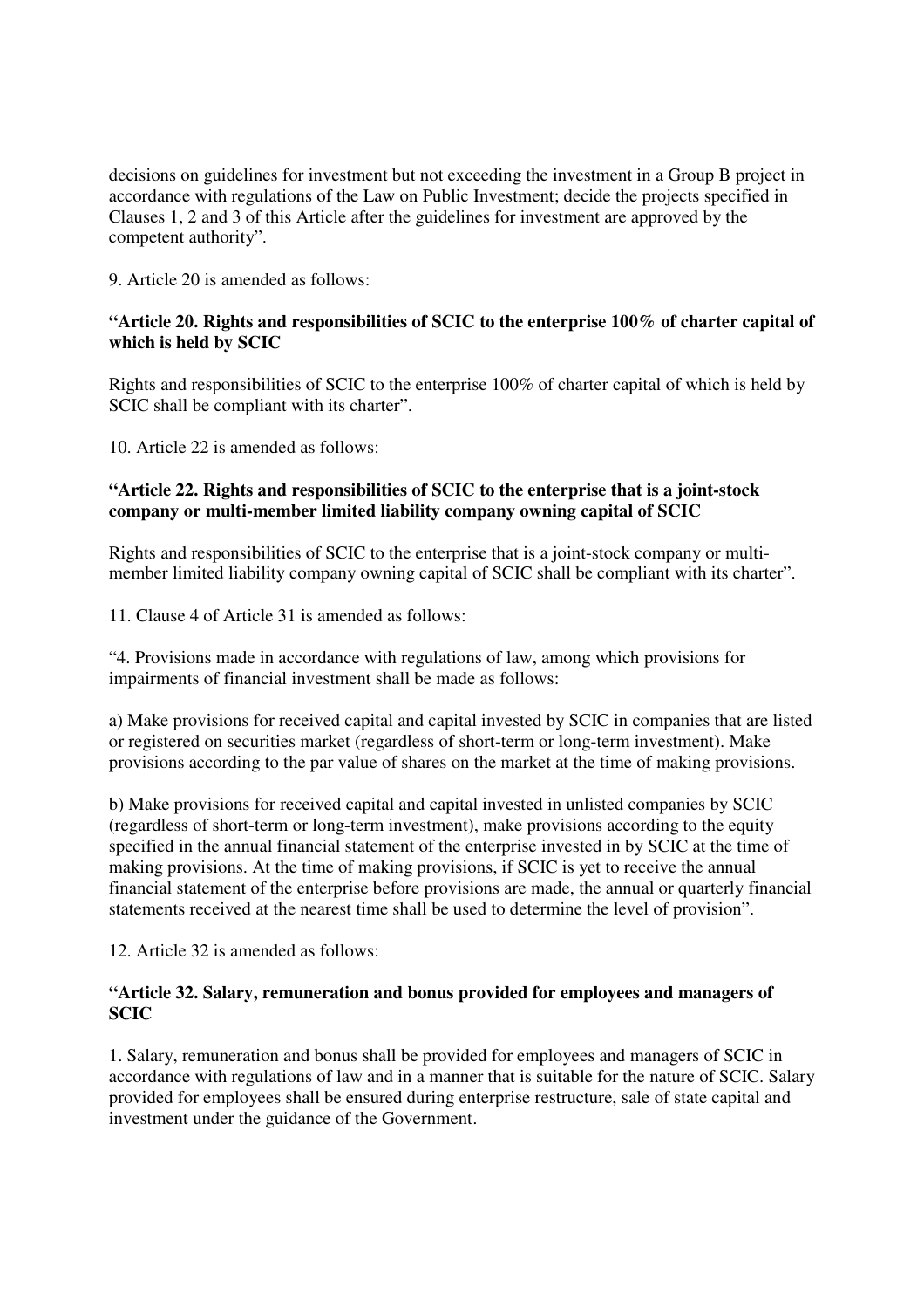decisions on guidelines for investment but not exceeding the investment in a Group B project in accordance with regulations of the Law on Public Investment; decide the projects specified in Clauses 1, 2 and 3 of this Article after the guidelines for investment are approved by the competent authority".

9. Article 20 is amended as follows:

**"Article 20. Rights and responsibilities of SCIC to the enterprise 100% of charter capital of which is held by SCIC**

Rights and responsibilities of SCIC to the enterprise 100% of charter capital of which is held by SCIC shall be compliant with its charter".

10. Article 22 is amended as follows:

**"Article 22. Rights and responsibilities of SCIC to the enterprise that is a joint-stock company or multi-member limited liability company owning capital of SCIC**

Rights and responsibilities of SCIC to the enterprise that is a joint-stock company or multi-member limited liability company owning capital of SCIC shall be compliant with its charter".

11. Clause 4 of Article 31 is amended as follows:

"4. Provisions made in accordance with regulations of law, among which provisions for impairments of financial investment shall be made as follows:

a) Make provisions for received capital and capital invested by SCIC in companies that are listed or registered on securities market (regardless of short-term or long-term investment). Make provisions according to the par value of shares on the market at the time of making provisions.

b) Make provisions for received capital and capital invested in unlisted companies by SCIC (regardless of short-term or long-term investment), make provisions according to the equity specified in the annual financial statement of the enterprise invested in by SCIC at the time of making provisions. At the time of making provisions, if SCIC is yet to receive the annual financial statement of the enterprise before provisions are made, the annual or quarterly financial statements received at the nearest time shall be used to determine the level of provision".

12. Article 32 is amended as follows:

**"Article 32. Salary, remuneration and bonus provided for employees and managers of SCIC**

1. Salary, remuneration and bonus shall be provided for employees and managers of SCIC in accordance with regulations of law and in a manner that is suitable for the nature of SCIC. Salary provided for employees shall be ensured during enterprise restructure, sale of state capital and investment under the guidance of the Government.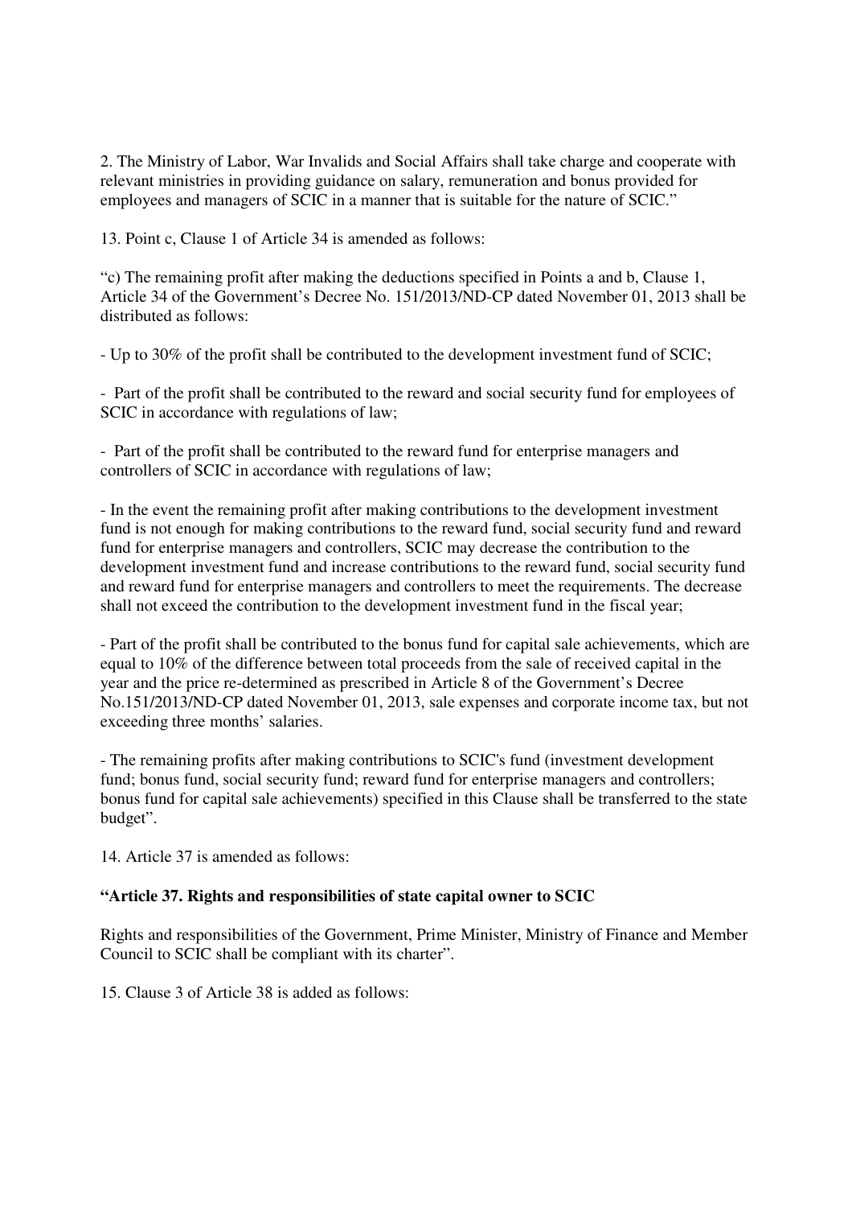2. The Ministry of Labor, War Invalids and Social Affairs shall take charge and cooperate with relevant ministries in providing guidance on salary, remuneration and bonus provided for employees and managers of SCIC in a manner that is suitable for the nature of SCIC."

13. Point c, Clause 1 of Article 34 is amended as follows:

"c) The remaining profit after making the deductions specified in Points a and b, Clause 1, Article 34 of the Government's Decree No. 151/2013/ND-CP dated November 01, 2013 shall be distributed as follows:

- Up to 30% of the profit shall be contributed to the development investment fund of SCIC;

- Part of the profit shall be contributed to the reward and social security fund for employees of SCIC in accordance with regulations of law;

- Part of the profit shall be contributed to the reward fund for enterprise managers and controllers of SCIC in accordance with regulations of law;

- In the event the remaining profit after making contributions to the development investment fund is not enough for making contributions to the reward fund, social security fund and reward fund for enterprise managers and controllers, SCIC may decrease the contribution to the development investment fund and increase contributions to the reward fund, social security fund and reward fund for enterprise managers and controllers to meet the requirements. The decrease shall not exceed the contribution to the development investment fund in the fiscal year;

- Part of the profit shall be contributed to the bonus fund for capital sale achievements, which are equal to 10% of the difference between total proceeds from the sale of received capital in the year and the price re-determined as prescribed in Article 8 of the Government's Decree No.151/2013/ND-CP dated November 01, 2013, sale expenses and corporate income tax, but not exceeding three months' salaries.

- The remaining profits after making contributions to SCIC's fund (investment development fund; bonus fund, social security fund; reward fund for enterprise managers and controllers; bonus fund for capital sale achievements) specified in this Clause shall be transferred to the state budget".

14. Article 37 is amended as follows:

**"Article 37. Rights and responsibilities of state capital owner to SCIC**

Rights and responsibilities of the Government, Prime Minister, Ministry of Finance and Member Council to SCIC shall be compliant with its charter".

15. Clause 3 of Article 38 is added as follows: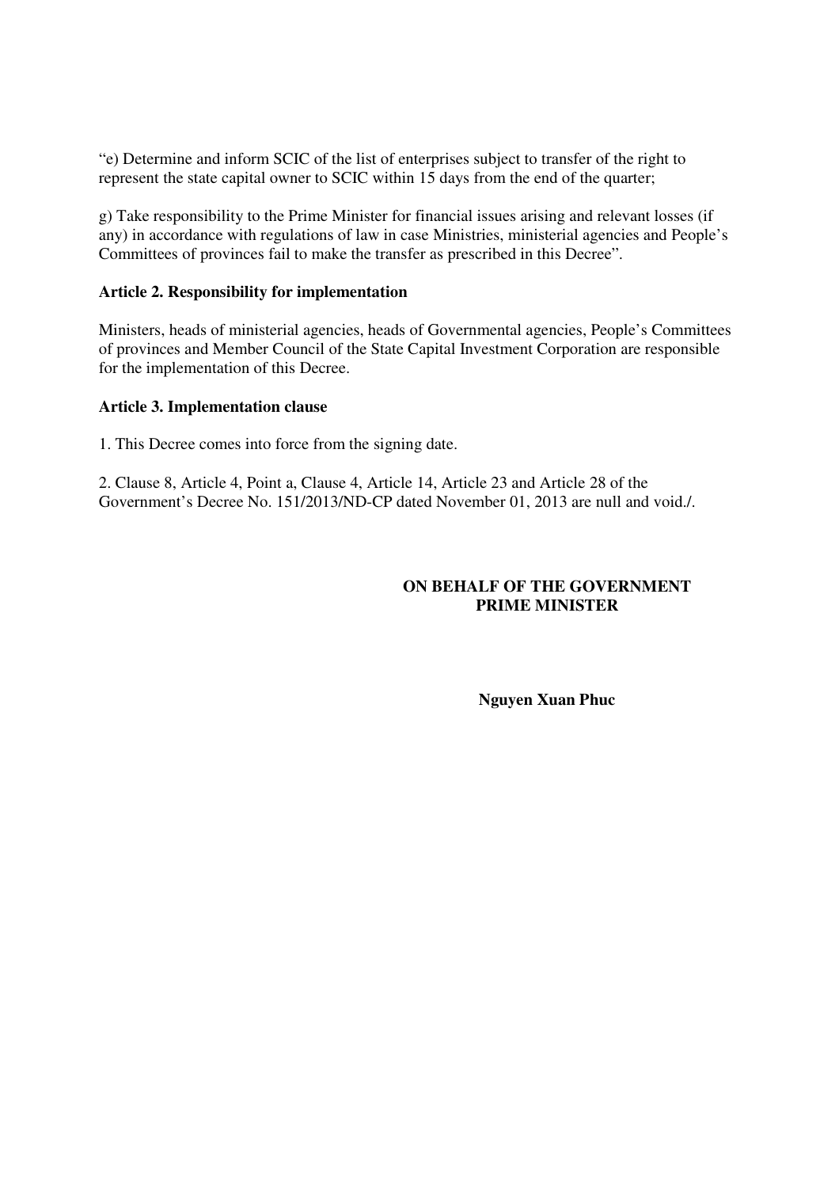"e) Determine and inform SCIC of the list of enterprises subject to transfer of the right to represent the state capital owner to SCIC within 15 days from the end of the quarter;

g) Take responsibility to the Prime Minister for financial issues arising and relevant losses (if any) in accordance with regulations of law in case Ministries, ministerial agencies and People's Committees of provinces fail to make the transfer as prescribed in this Decree".

**Article 2. Responsibility for implementation**

Ministers, heads of ministerial agencies, heads of Governmental agencies, People's Committees of provinces and Member Council of the State Capital Investment Corporation are responsible for the implementation of this Decree.

**Article 3. Implementation clause**

1. This Decree comes into force from the signing date.

2. Clause 8, Article 4, Point a, Clause 4, Article 14, Article 23 and Article 28 of the Government's Decree No. 151/2013/ND-CP dated November 01, 2013 are null and void./.

**ON BEHALF OF THE GOVERNMENT**
**PRIME MINISTER**

**Nguyen Xuan Phuc**